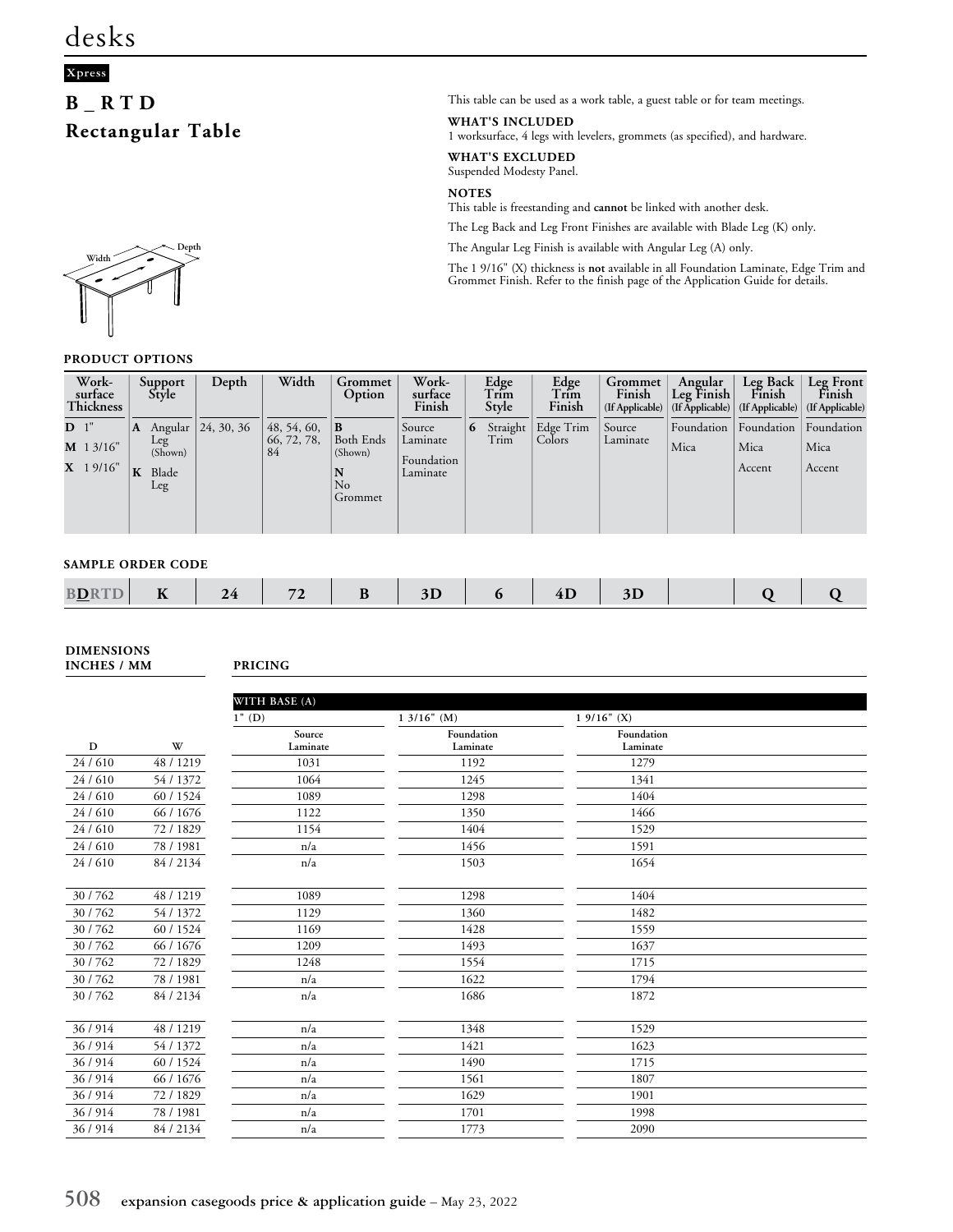# desks

Xpress

## B _ R T D
## Rectangular Table

This table can be used as a work table, a guest table or for team meetings.

**WHAT'S INCLUDED**
1 worksurface, 4 legs with levelers, grommets (as specified), and hardware.

**WHAT'S EXCLUDED**
Suspended Modesty Panel.

**NOTES**
This table is freestanding and **cannot** be linked with another desk.

The Leg Back and Leg Front Finishes are available with Blade Leg (K) only.

The Angular Leg Finish is available with Angular Leg (A) only.

The 1 9/16" (X) thickness is **not** available in all Foundation Laminate, Edge Trim and Grommet Finish. Refer to the finish page of the Application Guide for details.

Width — Depth

### PRODUCT OPTIONS

| Work-surface Thickness | Support Style | Depth | Width | Grommet Option | Work-surface Finish | Edge Trim Style | Edge Trim Finish | Grommet Finish (If Applicable) | Angular Leg Finish (If Applicable) | Leg Back Finish (If Applicable) | Leg Front Finish (If Applicable) |
|---|---|---|---|---|---|---|---|---|---|---|---|
| **D** 1"<br>**M** 1 3/16"<br>**X** 1 9/16" | **A** Angular Leg (Shown)<br>**K** Blade Leg | 24, 30, 36 | 48, 54, 60, 66, 72, 78, 84 | **B** Both Ends (Shown)<br>**N** No Grommet | Source Laminate<br>Foundation Laminate | **6** Straight Trim | Edge Trim Colors | Source Laminate | Foundation<br>Mica | Foundation<br>Mica<br>Accent | Foundation<br>Mica<br>Accent |

### SAMPLE ORDER CODE

| B**D**RTD | K | 24 | 72 | B | 3D | 6 | 4D | 3D | | Q | Q |
|---|---|---|---|---|---|---|---|---|---|---|---|

### DIMENSIONS INCHES / MM — PRICING

| | | WITH BASE (A) | | |
|---|---|---|---|---|
| | | 1" (D) | 1 3/16" (M) | 1 9/16" (X) |
| D | W | Source Laminate | Foundation Laminate | Foundation Laminate |
| 24 / 610 | 48 / 1219 | 1031 | 1192 | 1279 |
| 24 / 610 | 54 / 1372 | 1064 | 1245 | 1341 |
| 24 / 610 | 60 / 1524 | 1089 | 1298 | 1404 |
| 24 / 610 | 66 / 1676 | 1122 | 1350 | 1466 |
| 24 / 610 | 72 / 1829 | 1154 | 1404 | 1529 |
| 24 / 610 | 78 / 1981 | n/a | 1456 | 1591 |
| 24 / 610 | 84 / 2134 | n/a | 1503 | 1654 |
| 30 / 762 | 48 / 1219 | 1089 | 1298 | 1404 |
| 30 / 762 | 54 / 1372 | 1129 | 1360 | 1482 |
| 30 / 762 | 60 / 1524 | 1169 | 1428 | 1559 |
| 30 / 762 | 66 / 1676 | 1209 | 1493 | 1637 |
| 30 / 762 | 72 / 1829 | 1248 | 1554 | 1715 |
| 30 / 762 | 78 / 1981 | n/a | 1622 | 1794 |
| 30 / 762 | 84 / 2134 | n/a | 1686 | 1872 |
| 36 / 914 | 48 / 1219 | n/a | 1348 | 1529 |
| 36 / 914 | 54 / 1372 | n/a | 1421 | 1623 |
| 36 / 914 | 60 / 1524 | n/a | 1490 | 1715 |
| 36 / 914 | 66 / 1676 | n/a | 1561 | 1807 |
| 36 / 914 | 72 / 1829 | n/a | 1629 | 1901 |
| 36 / 914 | 78 / 1981 | n/a | 1701 | 1998 |
| 36 / 914 | 84 / 2134 | n/a | 1773 | 2090 |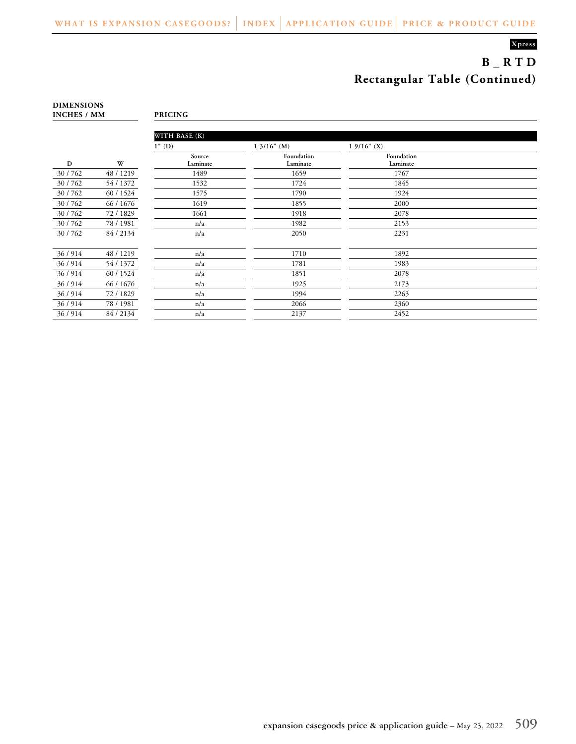Xpress

# B _ R T D

## Rectangular Table (Continued)

| DIMENSIONS INCHES / MM | | PRICING | | |
|---|---|---|---|---|
| | | WITH BASE (K) | | |
| | | 1" (D) | 1 3/16" (M) | 1 9/16" (X) |
| D | W | Source Laminate | Foundation Laminate | Foundation Laminate |
| 30 / 762 | 48 / 1219 | 1489 | 1659 | 1767 |
| 30 / 762 | 54 / 1372 | 1532 | 1724 | 1845 |
| 30 / 762 | 60 / 1524 | 1575 | 1790 | 1924 |
| 30 / 762 | 66 / 1676 | 1619 | 1855 | 2000 |
| 30 / 762 | 72 / 1829 | 1661 | 1918 | 2078 |
| 30 / 762 | 78 / 1981 | n/a | 1982 | 2153 |
| 30 / 762 | 84 / 2134 | n/a | 2050 | 2231 |
| 36 / 914 | 48 / 1219 | n/a | 1710 | 1892 |
| 36 / 914 | 54 / 1372 | n/a | 1781 | 1983 |
| 36 / 914 | 60 / 1524 | n/a | 1851 | 2078 |
| 36 / 914 | 66 / 1676 | n/a | 1925 | 2173 |
| 36 / 914 | 72 / 1829 | n/a | 1994 | 2263 |
| 36 / 914 | 78 / 1981 | n/a | 2066 | 2360 |
| 36 / 914 | 84 / 2134 | n/a | 2137 | 2452 |